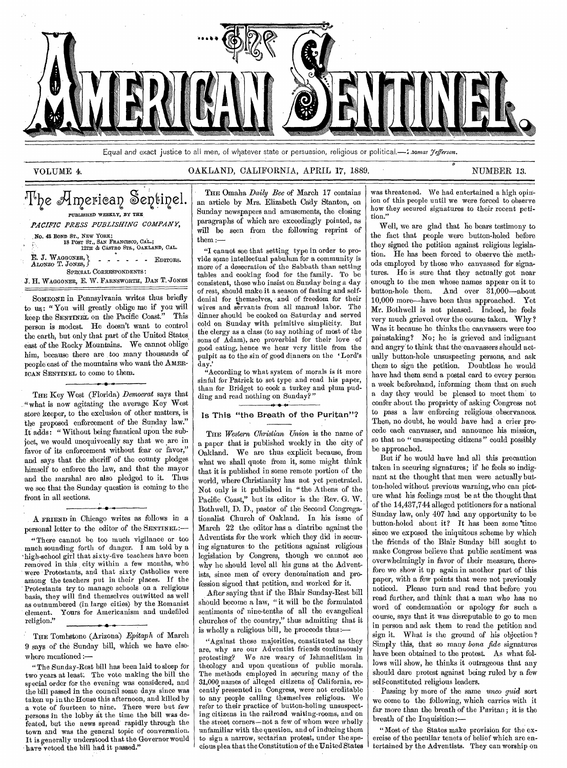# The American Sentinel.

Equal and exact justice to all men, of whatever state or persuasion, religious or political.—*Thomas Jefferson.*

VOLUME 4. OAKLAND, CALIFORNIA, APRIL 17, 1889. NUMBER 13.

## The American Sentinel.

PUBLISHED WEEKLY, BY THE

*PACIFIC PRESS PUBLISHING COMPANY,*

No. 43 BOND ST., NEW YORK;
18 POST ST., SAN FRANCISCO, CAL.;
12TH & CASTRO STS., OAKLAND, CAL.

E. J. WAGGONER, ALONZO T. JONES, - - - - - - EDITORS.

SPECIAL CORRESPONDENTS:
J. H. WAGGONER, E. W. FARNSWORTH, DAN T. JONES

SOMEONE in Pennsylvania writes thus briefly to us: "You will greatly oblige me if you will keep the SENTINEL on the Pacific Coast." This person is modest. He doesn't want to control the earth, but only that part of the United States east of the Rocky Mountains. We cannot oblige him, because there are too many thousands of people east of the mountains who want the AMERICAN SENTINEL to come to them.

---

THE Key West (Florida) *Democrat* says that "what is now agitating the average Key West store keeper, to the exclusion of other matters, is the proposed enforcement of the Sunday law." It adds: "Without being fanatical upon the subject, we would unequivocally say that we are in favor of its enforcement without fear or favor," and says that the sheriff of the county pledges himself to enforce the law, and that the mayor and the marshal are also pledged to it. Thus we see that the Sunday question is coming to the front in all sections.

---

A FRIEND in Chicago writes as follows in a personal letter to the editor of the SENTINEL:—

"There cannot be too much vigilance or too much sounding forth of danger. I am told by a high-school girl that sixty-five teachers have been removed in this city within a few months, who were Protestants, and that sixty Catholics were among the teachers put in their places. If the Protestants try to manage schools on a religious basis, they will find themselves outwitted as well as outnumbered (in large cities) by the Romanist element. Yours for Americanism and undefiled religion."

---

THE Tombstone (Arizona) *Epitaph* of March 9 says of the Sunday bill, which we have elsewhere mentioned:—

"The Sunday-Rest bill has been laid to sleep for two years at least. The vote making the bill the special order for the evening was considered, and the bill passed in the council some days since was taken up in the House this afternoon, and killed by a vote of fourteen to nine. There were but few persons in the lobby at the time the bill was defeated, but the news spread rapidly through the town and was the general topic of conversation. It is generally understood that the Governor would have vetoed the bill had it passed."

THE Omaha *Daily Bee* of March 17 contains an article by Mrs. Elizabeth Cady Stanton, on Sunday newspapers and amusements, the closing paragraphs of which are exceedingly pointed, as will be seen from the following reprint of them:—

"I cannot see that setting type in order to provide some intellectual pabulum for a community is more of a desecration of the Sabbath than setting tables and cooking food for the family. To be consistent, those who insist on Sunday being a day of rest, should make it a season of fasting and self-denial for themselves, and of freedom for their wives and servants from all manual labor. The dinner should be cooked on Saturday and served cold on Sunday with primitive simplicity. But the clergy as a class (to say nothing of most of the sons of Adam), are proverbial for their love of good eating, hence we hear very little from the pulpit as to the sin of good dinners on the 'Lord's day.'

"According to what system of morals is it more sinful for Patrick to set type and read his paper, than for Bridget to cook a turkey and plum pudding and read nothing on Sunday?"

## Is This "the Breath of the Puritan"?

THE *Western Christian Union* is the name of a paper that is published weekly in the city of Oakland. We are thus explicit because, from what we shall quote from it, some might think that it is published in some remote portion of the world, where Christianity has not yet penetrated. Not only is it published in "the Athens of the Pacific Coast," but its editor is the Rev. G. W. Bothwell, D. D., pastor of the Second Congregationalist Church of Oakland. In his issue of March 22 the editor has a diatribe against the Adventists for the work which they did in securing signatures to the petitions against religious legislation by Congress, though we cannot see why he should level all his guns at the Adventists, since men of every denomination and profession signed that petition, and worked for it.

After saying that if the Blair Sunday-Rest bill should become a law, "it will be the formulated sentiments of nine-tenths of all the evangelical churches of the country," thus admitting that it is wholly a religious bill, he proceeds thus:—

"Against these majorities, constituted as they are, why are our Adventist friends continuously protesting? We are weary of Ishmaelitism in theology and upon questions of public morals. The methods employed in securing many of the 31,000 names of alleged citizens of California, recently presented in Congress, were not creditable to any people calling themselves religious. We refer to their practice of button-holing unsuspecting citizens in the railroad waiting-rooms, and on the street corners—not a few of whom were wholly unfamiliar with the question, and of inducing them to sign a narrow, sectarian protest, under the specious plea that the Constitution of the United States was threatened. We had entertained a high opinion of this people until we were forced to observe how they secured signatures to their recent petition."

Well, we are glad that he bears testimony to the fact that people were button-holed before they signed the petition against religious legislation. He has been forced to observe the methods employed by those who canvassed for signatures. He is sure that they actually got near enough to the men whose names appear on it to button-hole them. And over 31,000—about 10,000 more—have been thus approached. Yet Mr. Bothwell is not pleased. Indeed, he feels very much grieved over the course taken. Why? Was it because he thinks the canvassers were too painstaking? No; he is grieved and indignant and angry to think that the canvassers should actually button-hole unsuspecting persons, and ask them to sign the petition. Doubtless he would have had them send a postal card to every person a week beforehand, informing them that on such a day they would be pleased to meet them to confer about the propriety of asking Congress not to pass a law enforcing religious observances. Then, no doubt, he would have had a crier precede each canvasser, and announce his mission, so that no "unsuspecting citizens" could possibly be approached.

But if he would have had all this precaution taken in securing signatures; if he feels so indignant at the thought that men were actually button-holed without previous warning, who can picture what his feelings must be at the thought that of the 14,437,744 alleged petitioners for a national Sunday law, only 407 had any opportunity to be button-holed about it? It has been some time since we exposed the iniquitous scheme by which the friends of the Blair Sunday bill sought to make Congress believe that public sentiment was overwhelmingly in favor of their measure, therefore we show it up again in another part of this paper, with a few points that were not previously noticed. Please turn and read that before you read further, and think that a man who has no word of condemnation or apology for such a course, says that it was disreputable to go to men in person and ask them to read the petition and sign it. What is the ground of his objection? Simply this, that so many *bona fide* signatures have been obtained to the protest. As what follows will show, he thinks it outrageous that any should dare protest against being ruled by a few self-constituted religious leaders.

Passing by more of the same *unco guid* sort we come to the following, which carries with it far more than the breath of the Puritan; it is the breath of the Inquisition:—

"Most of the States make provision for the exercise of the peculiar tenets of belief which are entertained by the Adventists. They can worship on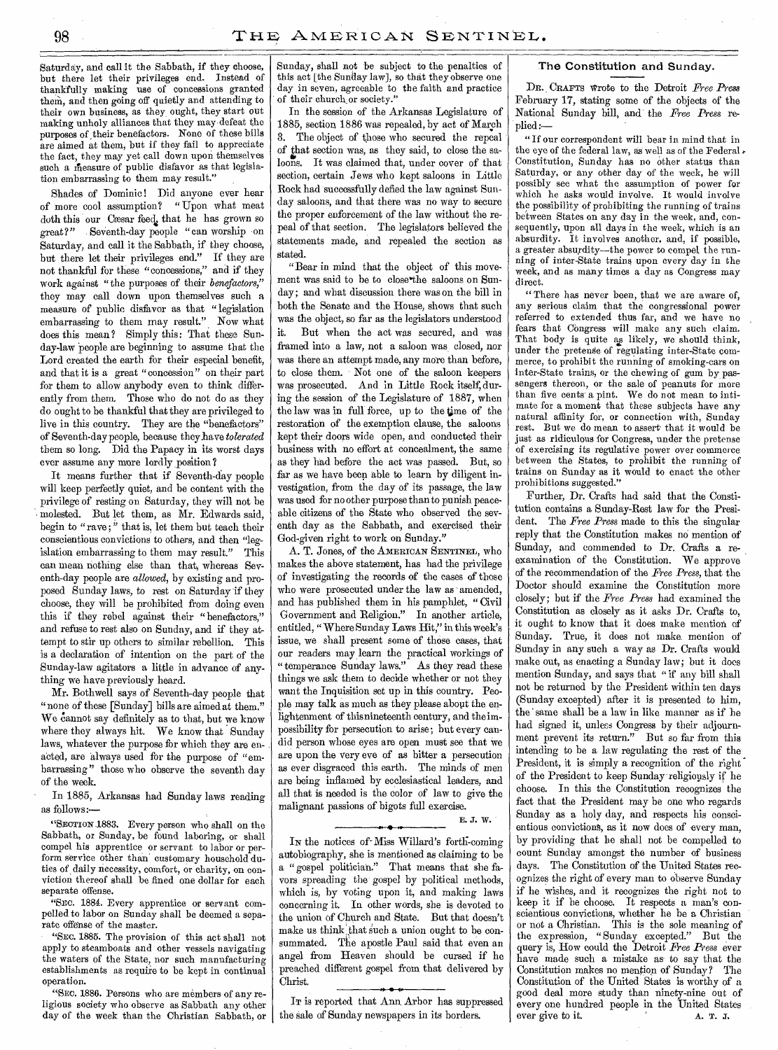Saturday, and call it the Sabbath, if they choose, but there let their privileges end. Instead of thankfully making use of concessions granted them, and then going off quietly and attending to their own business, as they ought, they start out making unholy alliances that they may defeat the purposes of their benefactors. None of these bills are aimed at them, but if they fail to appreciate the fact, they may yet call down upon themselves such a measure of public disfavor as that legislation embarrassing to them may result."

Shades of Dominic! Did anyone ever hear of more cool assumption? "Upon what meat doth this our Cæsar feed, that he has grown so great?" Seventh-day people "can worship on Saturday, and call it the Sabbath, if they choose, but there let their privileges end." If they are not thankful for these "concessions," and if they work against "the purposes of their *benefactors*," they may call down upon themselves such a measure of public disfavor as that "legislation embarrassing to them may result." Now what does this mean? Simply this: That these Sunday-law people are beginning to assume that the Lord created the earth for their especial benefit, and that it is a great "concession" on their part for them to allow anybody even to think differently from them. Those who do not do as they do ought to be thankful that they are privileged to live in this country. They are the "benefactors" of Seventh-day people, because they have *tolerated* them so long. Did the Papacy in its worst days ever assume any more lordly position?

It means further that if Seventh-day people will keep perfectly quiet, and be content with the privilege of resting on Saturday, they will not be molested. But let them, as Mr. Edwards said, begin to "rave;" that is, let them but teach their conscientious convictions to others, and then "legislation embarrassing to them may result." This can mean nothing else than that, whereas Seventh-day people are *allowed*, by existing and proposed Sunday laws, to rest on Saturday if they choose, they will be prohibited from doing even this if they rebel against their "benefactors," and refuse to rest also on Sunday, and if they attempt to stir up others to similar rebellion. This is a declaration of intention on the part of the Sunday-law agitators a little in advance of anything we have previously heard.

Mr. Bothwell says of Seventh-day people that "none of these [Sunday] bills are aimed at them." We cannot say definitely as to that, but we know where they always hit. We know that Sunday laws, whatever the purpose for which they are enacted, are always used for the purpose of "embarrassing" those who observe the seventh day of the week.

In 1885, Arkansas had Sunday laws reading as follows:—

"SECTION 1883. Every person who shall on the Sabbath, or Sunday, be found laboring, or shall compel his apprentice or servant to labor or perform service other than customary household duties of daily necessity, comfort, or charity, on conviction thereof shall be fined one dollar for each separate offense.

"SEC. 1884. Every apprentice or servant compelled to labor on Sunday shall be deemed a separate offense of the master.

"SEC. 1885. The provision of this act shall not apply to steamboats and other vessels navigating the waters of the State, nor such manufacturing establishments as require to be kept in continual operation.

"SEC. 1886. Persons who are members of any religious society who observe as Sabbath any other day of the week than the Christian Sabbath, or Sunday, shall not be subject to the penalties of this act [the Sunday law], so that they observe one day in seven, agreeable to the faith and practice of their church or society."

In the session of the Arkansas Legislature of 1885, section 1886 was repealed, by act of March 3. The object of those who secured the repeal of that section was, as they said, to close the saloons. It was claimed that, under cover of that section, certain Jews who kept saloons in Little Rock had successfully defied the law against Sunday saloons, and that there was no way to secure the proper enforcement of the law without the repeal of that section. The legislators believed the statements made, and repealed the section as stated.

"Bear in mind that the object of this movement was said to be to close the saloons on Sunday; and what discussion there was on the bill in both the Senate and the House, shows that such was the object, so far as the legislators understood it. But when the act was secured, and was framed into a law, not a saloon was closed, nor was there an attempt made, any more than before, to close them. Not one of the saloon keepers was prosecuted. And in Little Rock itself, during the session of the Legislature of 1887, when the law was in full force, up to the time of the restoration of the exemption clause, the saloons kept their doors wide open, and conducted their business with no effort at concealment, the same as they had before the act was passed. But, so far as we have been able to learn by diligent investigation, from the day of its passage, the law was used for no other purpose than to punish peaceable citizens of the State who observed the seventh day as the Sabbath, and exercised their God-given right to work on Sunday."

A. T. Jones, of the AMERICAN SENTINEL, who makes the above statement, has had the privilege of investigating the records of the cases of those who were prosecuted under the law as amended, and has published them in his pamphlet, "Civil Government and Religion." In another article, entitled, "Where Sunday Laws Hit," in this week's issue, we shall present some of those cases, that our readers may learn the practical workings of "temperance Sunday laws." As they read these things we ask them to decide whether or not they want the Inquisition set up in this country. People may talk as much as they please about the enlightenment of this nineteenth century, and the impossibility for persecution to arise; but every candid person whose eyes are open must see that we are upon the very eve of as bitter a persecution as ever disgraced this earth. The minds of men are being inflamed by ecclesiastical leaders, and all that is needed is the color of law to give the malignant passions of bigots full exercise.

E. J. W.

---

IN the notices of Miss Willard's forth-coming autobiography, she is mentioned as claiming to be a "gospel politician." That means that she favors spreading the gospel by political methods, which is, by voting upon it, and making laws concerning it. In other words, she is devoted to the union of Church and State. But that doesn't make us think that such a union ought to be consummated. The apostle Paul said that even an angel from Heaven should be cursed if he preached different gospel from that delivered by Christ.

---

IT is reported that Ann Arbor has suppressed the sale of Sunday newspapers in its borders.

## The Constitution and Sunday.

DR. CRAFTS wrote to the Detroit *Free Press* February 17, stating some of the objects of the National Sunday bill, and the *Free Press* replied:—

"If our correspondent will bear in mind that in the eye of the federal law, as well as of the Federal Constitution, Sunday has no other status than Saturday, or any other day of the week, he will possibly see what the assumption of power for which he asks would involve. It would involve the possibility of prohibiting the running of trains between States on any day in the week, and, consequently, upon all days in the week, which is an absurdity. It involves another, and, if possible, a greater absurdity—the power to compel the running of inter-State trains upon every day in the week, and as many times a day as Congress may direct.

"There has never been, that we are aware of, any serious claim that the congressional power referred to extended thus far, and we have no fears that Congress will make any such claim. That body is quite as likely, we should think, under the pretense of regulating inter-State commerce, to prohibit the running of smoking-cars on inter-State trains, or the chewing of gum by passengers thereon, or the sale of peanuts for more than five cents a pint. We do not mean to intimate for a moment that these subjects have any natural affinity for, or connection with, Sunday rest. But we do mean to assert that it would be just as ridiculous for Congress, under the pretense of exercising its regulative power over commerce between the States, to prohibit the running of trains on Sunday as it would to enact the other prohibitions suggested."

Further, Dr. Crafts had said that the Constitution contains a Sunday-Rest law for the President. The *Free Press* made to this the singular reply that the Constitution makes no mention of Sunday, and commended to Dr. Crafts a re-examination of the Constitution. We approve of the recommendation of the *Free Press*, that the Doctor should examine the Constitution more closely; but if the *Free Press* had examined the Constitution as closely as it asks Dr. Crafts to, it ought to know that it does make mention of Sunday. True, it does not make mention of Sunday in any such a way as Dr. Crafts would make out, as enacting a Sunday law; but it does mention Sunday, and says that "if any bill shall not be returned by the President within ten days (Sunday excepted) after it is presented to him, the same shall be a law in like manner as if he had signed it, unless Congress by their adjournment prevent its return." But so far from this intending to be a law regulating the rest of the President, it is simply a recognition of the right of the President to keep Sunday religiously if he choose. In this the Constitution recognizes the fact that the President may be one who regards Sunday as a holy day, and respects his conscientious convictions, as it now does of every man, by providing that he shall not be compelled to count Sunday amongst the number of business days. The Constitution of the United States recognizes the right of every man to observe Sunday if he wishes, and it recognizes the right not to keep it if he choose. It respects a man's conscientious convictions, whether he be a Christian or not a Christian. This is the sole meaning of the expression, "Sunday excepted." But the query is, How could the Detroit *Free Press* ever have made such a mistake as to say that the Constitution makes no mention of Sunday? The Constitution of the United States is worthy of a good deal more study than ninety-nine out of every one hundred people in the United States ever give to it.

A. T. J.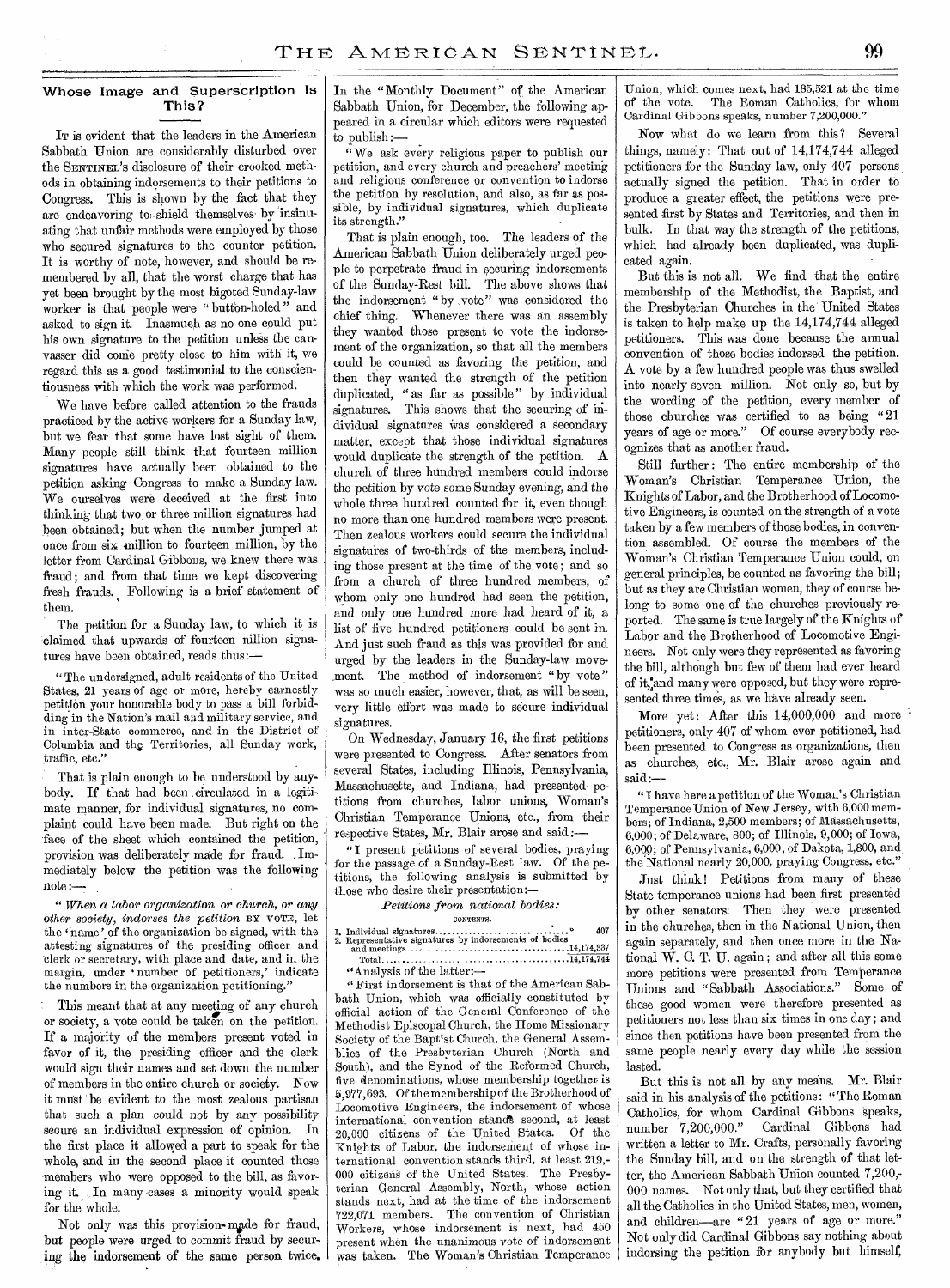## Whose Image and Superscription Is This?

It is evident that the leaders in the American Sabbath Union are considerably disturbed over the Sentinel's disclosure of their crooked methods in obtaining indorsements to their petitions to Congress. This is shown by the fact that they are endeavoring to shield themselves by insinuating that unfair methods were employed by those who secured signatures to the counter petition. It is worthy of note, however, and should be remembered by all, that the worst charge that has yet been brought by the most bigoted Sunday-law worker is that people were "button-holed" and asked to sign it. Inasmuch as no one could put his own signature to the petition unless the canvasser did come pretty close to him with it, we regard this as a good testimonial to the conscientiousness with which the work was performed.

We have before called attention to the frauds practiced by the active workers for a Sunday law, but we fear that some have lost sight of them. Many people still think that fourteen million signatures have actually been obtained to the petition asking Congress to make a Sunday law. We ourselves were deceived at the first into thinking that two or three million signatures had been obtained; but when the number jumped at once from six million to fourteen million, by the letter from Cardinal Gibbons, we knew there was fraud; and from that time we kept discovering fresh frauds. Following is a brief statement of them.

The petition for a Sunday law, to which it is claimed that upwards of fourteen million signatures have been obtained, reads thus:—

"The undersigned, adult residents of the United States, 21 years of age or more, hereby earnestly petition your honorable body to pass a bill forbidding in the Nation's mail and military service, and in inter-State commerce, and in the District of Columbia and the Territories, all Sunday work, traffic, etc."

That is plain enough to be understood by anybody. If that had been circulated in a legitimate manner, for individual signatures, no complaint could have been made. But right on the face of the sheet which contained the petition, provision was deliberately made for fraud. Immediately below the petition was the following note:—

"*When a labor organization or church, or any other society, indorses the petition* BY VOTE, let the 'name' of the organization be signed, with the attesting signatures of the presiding officer and clerk or secretary, with place and date, and in the margin, under 'number of petitioners,' indicate the numbers in the organization petitioning."

This meant that at any meeting of any church or society, a vote could be taken on the petition. If a majority of the members present voted in favor of it, the presiding officer and the clerk would sign their names and set down the number of members in the entire church or society. Now it must be evident to the most zealous partisan that such a plan could not by any possibility secure an individual expression of opinion. In the first place it allowed a part to speak for the whole, and in the second place it counted those members who were opposed to the bill, as favoring it. In many cases a minority would speak for the whole.

Not only was this provision made for fraud, but people were urged to commit fraud by securing the indorsement of the same person twice. In the "Monthly Document" of the American Sabbath Union, for December, the following appeared in a circular which editors were requested to publish:—

"We ask every religious paper to publish our petition, and every church and preachers' meeting and religious conference or convention to indorse the petition by resolution, and also, as far as possible, by individual signatures, which duplicate its strength."

That is plain enough, too. The leaders of the American Sabbath Union deliberately urged people to perpetrate fraud in securing indorsements of the Sunday-Rest bill. The above shows that the indorsement "by vote" was considered the chief thing. Whenever there was an assembly they wanted those present to vote the indorsement of the organization, so that all the members could be counted as favoring the petition, and then they wanted the strength of the petition duplicated, "as far as possible" by individual signatures. This shows that the securing of individual signatures was considered a secondary matter, except that those individual signatures would duplicate the strength of the petition. A church of three hundred members could indorse the petition by vote some Sunday evening, and the whole three hundred counted for it, even though no more than one hundred members were present. Then zealous workers could secure the individual signatures of two-thirds of the members, including those present at the time of the vote; and so from a church of three hundred members, of whom only one hundred had seen the petition, and only one hundred more had heard of it, a list of five hundred petitioners could be sent in. And just such fraud as this was provided for and urged by the leaders in the Sunday-law movement. The method of indorsement "by vote" was so much easier, however, that, as will be seen, very little effort was made to secure individual signatures.

On Wednesday, January 16, the first petitions were presented to Congress. After senators from several States, including Illinois, Pennsylvania, Massachusetts, and Indiana, had presented petitions from churches, labor unions, Woman's Christian Temperance Unions, etc., from their respective States, Mr. Blair arose and said:—

"I present petitions of several bodies, praying for the passage of a Sunday-Rest law. Of the petitions, the following analysis is submitted by those who desire their presentation:—

*Petitions from national bodies:*

CONTENTS.

| | |
|---|---|
| 1. Individual signatures | 407 |
| 2. Representative signatures by indorsements of bodies and meetings | 14,174,337 |
| Total | 14,174,744 |

"Analysis of the latter:—

"First indorsement is that of the American Sabbath Union, which was officially constituted by official action of the General Conference of the Methodist Episcopal Church, the Home Missionary Society of the Baptist Church, the General Assemblies of the Presbyterian Church (North and South), and the Synod of the Reformed Church, five denominations, whose membership together is 5,977,693. Of the membership of the Brotherhood of Locomotive Engineers, the indorsement of whose international convention stands second, at least 20,000 citizens of the United States. Of the Knights of Labor, the indorsement of whose international convention stands third, at least 219,000 citizens of the United States. The Presbyterian General Assembly, North, whose action stands next, had at the time of the indorsement 722,071 members. The convention of Christian Workers, whose indorsement is next, had 450 present when the unanimous vote of indorsement was taken. The Woman's Christian Temperance Union, which comes next, had 185,521 at the time of the vote. The Roman Catholics, for whom Cardinal Gibbons speaks, number 7,200,000."

Now what do we learn from this? Several things, namely: That out of 14,174,744 alleged petitioners for the Sunday law, only 407 persons actually signed the petition. That in order to produce a greater effect, the petitions were presented first by States and Territories, and then in bulk. In that way the strength of the petitions, which had already been duplicated, was duplicated again.

But this is not all. We find that the entire membership of the Methodist, the Baptist, and the Presbyterian Churches in the United States is taken to help make up the 14,174,744 alleged petitioners. This was done because the annual convention of those bodies indorsed the petition. A vote by a few hundred people was thus swelled into nearly seven million. Not only so, but by the wording of the petition, every member of those churches was certified to as being "21 years of age or more." Of course everybody recognizes that as another fraud.

Still further: The entire membership of the Woman's Christian Temperance Union, the Knights of Labor, and the Brotherhood of Locomotive Engineers, is counted on the strength of a vote taken by a few members of those bodies, in convention assembled. Of course the members of the Woman's Christian Temperance Union could, on general principles, be counted as favoring the bill; but as they are Christian women, they of course belong to some one of the churches previously reported. The same is true largely of the Knights of Labor and the Brotherhood of Locomotive Engineers. Not only were they represented as favoring the bill, although but few of them had ever heard of it, and many were opposed, but they were represented three times, as we have already seen.

More yet: After this 14,000,000 and more petitioners, only 407 of whom ever petitioned, had been presented to Congress as organizations, then as churches, etc., Mr. Blair arose again and said:—

"I have here a petition of the Woman's Christian Temperance Union of New Jersey, with 6,000 members; of Indiana, 2,500 members; of Massachusetts, 6,000; of Delaware, 800; of Illinois, 9,000; of Iowa, 6,000; of Pennsylvania, 6,000; of Dakota, 1,800, and the National nearly 20,000, praying Congress, etc."

Just think! Petitions from many of these State temperance unions had been first presented by other senators. Then they were presented in the churches, then in the National Union, then again separately, and then once more in the National W. C. T. U. again; and after all this some more petitions were presented from Temperance Unions and "Sabbath Associations." Some of these good women were therefore presented as petitioners not less than six times in one day; and since then petitions have been presented from the same people nearly every day while the session lasted.

But this is not all by any means. Mr. Blair said in his analysis of the petitions: "The Roman Catholics, for whom Cardinal Gibbons speaks, number 7,200,000." Cardinal Gibbons had written a letter to Mr. Crafts, personally favoring the Sunday bill, and on the strength of that letter, the American Sabbath Union counted 7,200,000 names. Not only that, but they certified that all the Catholics in the United States, men, women, and children—are "21 years of age or more." Not only did Cardinal Gibbons say nothing about indorsing the petition for anybody but himself,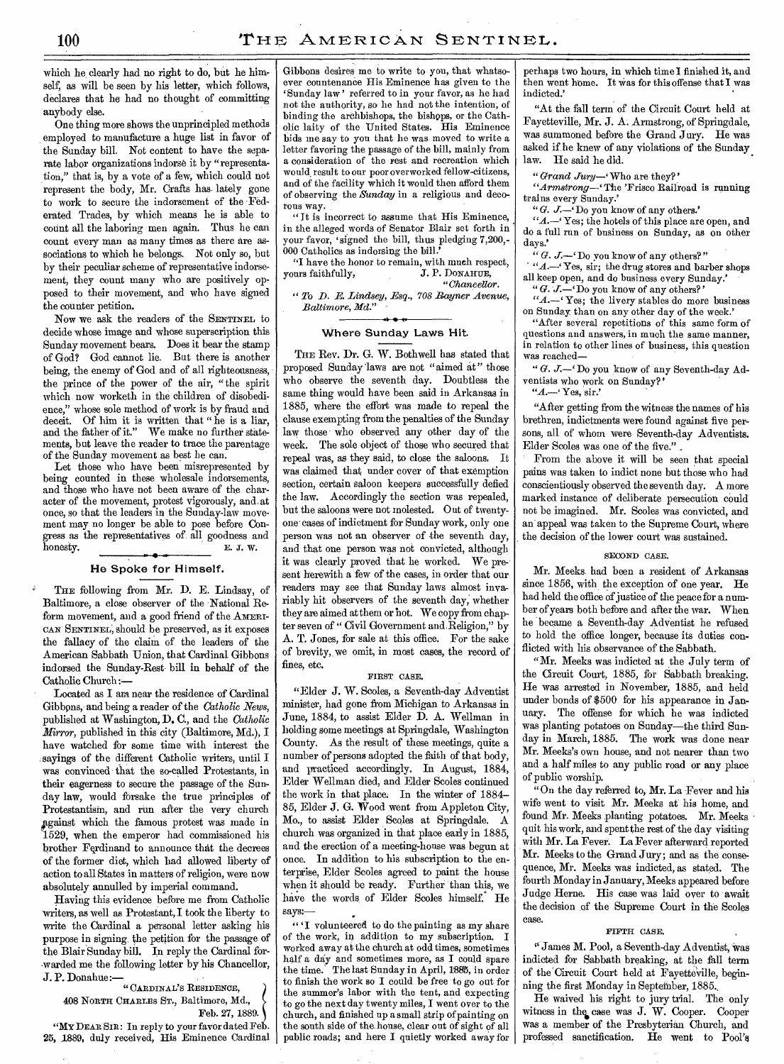which he clearly had no right to do, but he himself, as will be seen by his letter, which follows, declares that he had no thought of committing anybody else.

One thing more shows the unprincipled methods employed to manufacture a huge list in favor of the Sunday bill. Not content to have the separate labor organizations indorse it by "representation," that is, by a vote of a few, which could not represent the body, Mr. Crafts has lately gone to work to secure the indorsement of the Federated Trades, by which means he is able to count all the laboring men again. Thus he can count every man as many times as there are associations to which he belongs. Not only so, but by their peculiar scheme of representative indorsement, they count many who are positively opposed to their movement, and who have signed the counter petition.

Now we ask the readers of the SENTINEL to decide whose image and whose superscription this Sunday movement bears. Does it bear the stamp of God? God cannot lie. But there is another being, the enemy of God and of all righteousness, the prince of the power of the air, "the spirit which now worketh in the children of disobedience," whose sole method of work is by fraud and deceit. Of him it is written that "he is a liar, and the father of it." We make no further statements, but leave the reader to trace the parentage of the Sunday movement as best he can.

Let those who have been misrepresented by being counted in these wholesale indorsements, and those who have not been aware of the character of the movement, protest vigorously, and at once, so that the leaders in the Sunday-law movement may no longer be able to pose before Congress as the representatives of all goodness and honesty.

E. J. W.

## He Spoke for Himself.

THE following from Mr. D. E. Lindsay, of Baltimore, a close observer of the National Reform movement, and a good friend of the AMERICAN SENTINEL, should be preserved, as it exposes the fallacy of the claim of the leaders of the American Sabbath Union, that Cardinal Gibbons indorsed the Sunday-Rest bill in behalf of the Catholic Church:—

Located as I am near the residence of Cardinal Gibbons, and being a reader of the *Catholic News*, published at Washington, D. C., and the *Catholic Mirror*, published in this city (Baltimore, Md.), I have watched for some time with interest the sayings of the different Catholic writers, until I was convinced that the so-called Protestants, in their eagerness to secure the passage of the Sunday law, would forsake the true principles of Protestantism, and run after the very church against which the famous protest was made in 1529, when the emperor had commissioned his brother Ferdinand to announce that the decrees of the former diet, which had allowed liberty of action to all States in matters of religion, were now absolutely annulled by imperial command.

Having this evidence before me from Catholic writers, as well as Protestant, I took the liberty to write the Cardinal a personal letter asking his purpose in signing the petition for the passage of the Blair Sunday bill. In reply the Cardinal forwarded me the following letter by his Chancellor, J. P. Donahue:—

"CARDINAL'S RESIDENCE,
408 NORTH CHARLES ST., Baltimore, Md.,
Feb. 27, 1889.

"MY DEAR SIR: In reply to your favor dated Feb. 25, 1889, duly received, His Eminence Cardinal Gibbons desires me to write to you, that whatsoever countenance His Eminence has given to the 'Sunday law' referred to in your favor, as he had not the authority, so he had not the intention, of binding the archbishops, the bishops, or the Catholic laity of the United States. His Eminence bids me say to you that he was moved to write a letter favoring the passage of the bill, mainly from a consideration of the rest and recreation which would result to our poor overworked fellow-citizens, and of the facility which it would then afford them of observing the *Sunday* in a religious and decorous way.

"It is incorrect to assume that His Eminence, in the alleged words of Senator Blair set forth in your favor, 'signed the bill, thus pledging 7,200,000 Catholics as indorsing the bill.'

"I have the honor to remain, with much respect, yours faithfully,
J. P. DONAHUE,
"*Chancellor.*

"*To D. E. Lindsey, Esq., 708 Rayner Avenue, Baltimore, Md.*"

## Where Sunday Laws Hit.

THE Rev. Dr. G. W. Bothwell has stated that proposed Sunday laws are not "aimed at" those who observe the seventh day. Doubtless the same thing would have been said in Arkansas in 1885, where the effort was made to repeal the clause exempting from the penalties of the Sunday law those who observed any other day of the week. The sole object of those who secured that repeal was, as they said, to close the saloons. It was claimed that under cover of that exemption section, certain saloon keepers successfully defied the law. Accordingly the section was repealed, but the saloons were not molested. Out of twenty-one cases of indictment for Sunday work, only one person was not an observer of the seventh day, and that one person was not convicted, although it was clearly proved that he worked. We present herewith a few of the cases, in order that our readers may see that Sunday laws almost invariably hit observers of the seventh day, whether they are aimed at them or not. We copy from chapter seven of "Civil Government and Religion," by A. T. Jones, for sale at this office. For the sake of brevity, we omit, in most cases, the record of fines, etc.

### FIRST CASE.

"Elder J. W. Scoles, a Seventh-day Adventist minister, had gone from Michigan to Arkansas in June, 1884, to assist Elder D. A. Wellman in holding some meetings at Springdale, Washington County. As the result of these meetings, quite a number of persons adopted the faith of that body, and practiced accordingly. In August, 1884, Elder Wellman died, and Elder Scoles continued the work in that place. In the winter of 1884–85, Elder J. G. Wood went from Appleton City, Mo., to assist Elder Scoles at Springdale. A church was organized in that place early in 1885, and the erection of a meeting-house was begun at once. In addition to his subscription to the enterprise, Elder Scoles agreed to paint the house when it should be ready. Further than this, we have the words of Elder Scoles himself. He says:—

"'I volunteered to do the painting as my share of the work, in addition to my subscription. I worked away at the church at odd times, sometimes half a day and sometimes more, as I could spare the time. The last Sunday in April, 1885, in order to finish the work so I could be free to go out for the summer's labor with the tent, and expecting to go the next day twenty miles, I went over to the church, and finished up a small strip of painting on the south side of the house, clear out of sight of all public roads; and here I quietly worked away for perhaps two hours, in which time I finished it, and then went home. It was for this offense that I was indicted.'

"At the fall term of the Circuit Court held at Fayetteville, Mr. J. A. Armstrong, of Springdale, was summoned before the Grand Jury. He was asked if he knew of any violations of the Sunday law. He said he did.

"*Grand Jury*—'Who are they?'

"*Armstrong*—'The 'Frisco Railroad is running trains every Sunday.'

"*G. J.*—'Do you know of any others.'

"*A.*—'Yes; the hotels of this place are open, and do a full run of business on Sunday, as on other days.'

"*G. J.*—'Do you know of any others?"

"*A.*—'Yes, sir; the drug stores and barber shops all keep open, and do business every Sunday.'

"*G. J.*—'Do you know of any others?'

"*A.*—'Yes; the livery stables do more business on Sunday than on any other day of the week.'

"After several repetitions of this same form of questions and answers, in much the same manner, in relation to other lines of business, this question was reached—

"*G. J.*—'Do you know of any Seventh-day Adventists who work on Sunday?'

"*A.*—'Yes, sir.'

"After getting from the witness the names of his brethren, indictments were found against five persons, all of whom were Seventh-day Adventists. Elder Scoles was one of the five."

From the above it will be seen that special pains was taken to indict none but those who had conscientiously observed the seventh day. A more marked instance of deliberate persecution could not be imagined. Mr. Scoles was convicted, and an appeal was taken to the Supreme Court, where the decision of the lower court was sustained.

### SECOND CASE.

Mr. Meeks had been a resident of Arkansas since 1856, with the exception of one year. He had held the office of justice of the peace for a number of years both before and after the war. When he became a Seventh-day Adventist he refused to hold the office longer, because its duties conflicted with his observance of the Sabbath.

"Mr. Meeks was indicted at the July term of the Circuit Court, 1885, for Sabbath breaking. He was arrested in November, 1885, and held under bonds of $500 for his appearance in January. The offense for which he was indicted was planting potatoes on Sunday—the third Sunday in March, 1885. The work was done near Mr. Meeks's own house, and not nearer than two and a half miles to any public road or any place of public worship.

"On the day referred to, Mr. La Fever and his wife went to visit Mr. Meeks at his home, and found Mr. Meeks planting potatoes. Mr. Meeks quit his work, and spent the rest of the day visiting with Mr. La Fever. La Fever afterward reported Mr. Meeks to the Grand Jury; and as the consequence, Mr. Meeks was indicted, as stated. The fourth Monday in January, Meeks appeared before Judge Herne. His case was laid over to await the decision of the Supreme Court in the Scoles case.

### FIFTH CASE.

"James M. Pool, a Seventh-day Adventist, was indicted for Sabbath breaking, at the fall term of the Circuit Court held at Fayetteville, beginning the first Monday in September, 1885.

He waived his right to jury trial. The only witness in the case was J. W. Cooper. Cooper was a member of the Presbyterian Church, and professed sanctification. He went to Pool's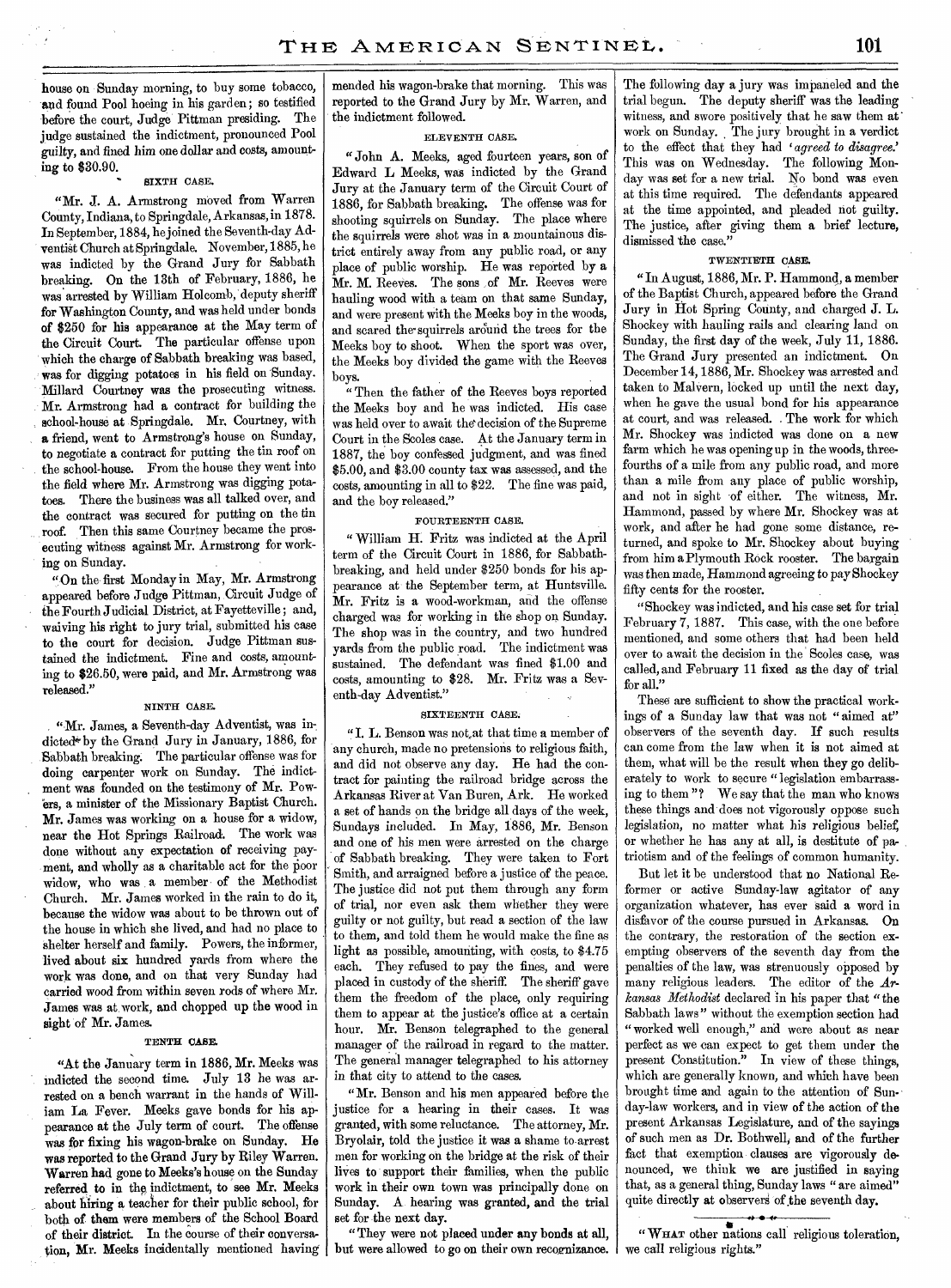house on Sunday morning, to buy some tobacco, and found Pool hoeing in his garden; so testified before the court, Judge Pittman presiding. The judge sustained the indictment, pronounced Pool guilty, and fined him one dollar and costs, amounting to $30.90.

#### SIXTH CASE.

"Mr. J. A. Armstrong moved from Warren County, Indiana, to Springdale, Arkansas, in 1878. In September, 1884, he joined the Seventh-day Adventist Church at Springdale. November, 1885, he was indicted by the Grand Jury for Sabbath breaking. On the 13th of February, 1886, he was arrested by William Holcomb, deputy sheriff for Washington County, and was held under bonds of $250 for his appearance at the May term of the Circuit Court. The particular offense upon which the charge of Sabbath breaking was based, was for digging potatoes in his field on Sunday. Millard Courtney was the prosecuting witness. Mr. Armstrong had a contract for building the school-house at Springdale. Mr. Courtney, with a friend, went to Armstrong's house on Sunday, to negotiate a contract for putting the tin roof on the school-house. From the house they went into the field where Mr. Armstrong was digging potatoes. There the business was all talked over, and the contract was secured for putting on the tin roof. Then this same Courtney became the prosecuting witness against Mr. Armstrong for working on Sunday.

"On the first Monday in May, Mr. Armstrong appeared before Judge Pittman, Circuit Judge of the Fourth Judicial District, at Fayetteville; and, waiving his right to jury trial, submitted his case to the court for decision. Judge Pittman sustained the indictment. Fine and costs, amounting to $26.50, were paid, and Mr. Armstrong was released."

#### NINTH CASE.

"Mr. James, a Seventh-day Adventist, was indicted by the Grand Jury in January, 1886, for Sabbath breaking. The particular offense was for doing carpenter work on Sunday. The indictment was founded on the testimony of Mr. Powers, a minister of the Missionary Baptist Church. Mr. James was working on a house for a widow, near the Hot Springs Railroad. The work was done without any expectation of receiving payment, and wholly as a charitable act for the poor widow, who was a member of the Methodist Church. Mr. James worked in the rain to do it, because the widow was about to be thrown out of the house in which she lived, and had no place to shelter herself and family. Powers, the informer, lived about six hundred yards from where the work was done, and on that very Sunday had carried wood from within seven rods of where Mr. James was at work, and chopped up the wood in sight of Mr. James.

#### TENTH CASE.

"At the January term in 1886, Mr. Meeks was indicted the second time. July 13 he was arrested on a bench warrant in the hands of William La Fever. Meeks gave bonds for his appearance at the July term of court. The offense was for fixing his wagon-brake on Sunday. He was reported to the Grand Jury by Riley Warren. Warren had gone to Meeks's house on the Sunday referred to in the indictment, to see Mr. Meeks about hiring a teacher for their public school, for both of them were members of the School Board of their district. In the course of their conversation, Mr. Meeks incidentally mentioned having mended his wagon-brake that morning. This was reported to the Grand Jury by Mr. Warren, and the indictment followed.

#### ELEVENTH CASE.

"John A. Meeks, aged fourteen years, son of Edward L Meeks, was indicted by the Grand Jury at the January term of the Circuit Court of 1886, for Sabbath breaking. The offense was for shooting squirrels on Sunday. The place where the squirrels were shot was in a mountainous district entirely away from any public road, or any place of public worship. He was reported by a Mr. M. Reeves. The sons of Mr. Reeves were hauling wood with a team on that same Sunday, and were present with the Meeks boy in the woods, and scared the squirrels around the trees for the Meeks boy to shoot. When the sport was over, the Meeks boy divided the game with the Reeves boys.

"Then the father of the Reeves boys reported the Meeks boy and he was indicted. His case was held over to await the decision of the Supreme Court in the Scoles case. At the January term in 1887, the boy confessed judgment, and was fined $5.00, and $3.00 county tax was assessed, and the costs, amounting in all to $22. The fine was paid, and the boy released."

#### FOURTEENTH CASE.

"William H. Fritz was indicted at the April term of the Circuit Court in 1886, for Sabbath-breaking, and held under $250 bonds for his appearance at the September term, at Huntsville. Mr. Fritz is a wood-workman, and the offense charged was for working in the shop on Sunday. The shop was in the country, and two hundred yards from the public road. The indictment was sustained. The defendant was fined $1.00 and costs, amounting to $28. Mr. Fritz was a Seventh-day Adventist."

#### SIXTEENTH CASE.

"I. L. Benson was not at that time a member of any church, made no pretensions to religious faith, and did not observe any day. He had the contract for painting the railroad bridge across the Arkansas River at Van Buren, Ark. He worked a set of hands on the bridge all days of the week, Sundays included. In May, 1886, Mr. Benson and one of his men were arrested on the charge of Sabbath breaking. They were taken to Fort Smith, and arraigned before a justice of the peace. The justice did not put them through any form of trial, nor even ask them whether they were guilty or not guilty, but read a section of the law to them, and told them he would make the fine as light as possible, amounting, with costs, to $4.75 each. They refused to pay the fines, and were placed in custody of the sheriff. The sheriff gave them the freedom of the place, only requiring them to appear at the justice's office at a certain hour. Mr. Benson telegraphed to the general manager of the railroad in regard to the matter. The general manager telegraphed to his attorney in that city to attend to the cases.

"Mr. Benson and his men appeared before the justice for a hearing in their cases. It was granted, with some reluctance. The attorney, Mr. Bryolair, told the justice it was a shame to arrest men for working on the bridge at the risk of their lives to support their families, when the public work in their own town was principally done on Sunday. A hearing was granted, and the trial set for the next day.

"They were not placed under any bonds at all, but were allowed to go on their own recognizance. The following day a jury was impaneled and the trial begun. The deputy sheriff was the leading witness, and swore positively that he saw them at work on Sunday. The jury brought in a verdict to the effect that they had '*agreed to disagree*.' This was on Wednesday. The following Monday was set for a new trial. No bond was even at this time required. The defendants appeared at the time appointed, and pleaded not guilty. The justice, after giving them a brief lecture, dismissed the case."

#### TWENTIETH CASE.

"In August, 1886, Mr. P. Hammond, a member of the Baptist Church, appeared before the Grand Jury in Hot Spring County, and charged J. L. Shockey with hauling rails and clearing land on Sunday, the first day of the week, July 11, 1886. The Grand Jury presented an indictment. On December 14, 1886, Mr. Shockey was arrested and taken to Malvern, locked up until the next day, when he gave the usual bond for his appearance at court, and was released. The work for which Mr. Shockey was indicted was done on a new farm which he was opening up in the woods, three-fourths of a mile from any public road, and more than a mile from any place of public worship, and not in sight of either. The witness, Mr. Hammond, passed by where Mr. Shockey was at work, and after he had gone some distance, returned, and spoke to Mr. Shockey about buying from him a Plymouth Rock rooster. The bargain was then made, Hammond agreeing to pay Shockey fifty cents for the rooster.

"Shockey was indicted, and his case set for trial February 7, 1887. This case, with the one before mentioned, and some others that had been held over to await the decision in the Scoles case, was called, and February 11 fixed as the day of trial for all."

These are sufficient to show the practical workings of a Sunday law that was not "aimed at" observers of the seventh day. If such results can come from the law when it is not aimed at them, what will be the result when they go deliberately to work to secure "legislation embarrassing to them"? We say that the man who knows these things and does not vigorously oppose such legislation, no matter what his religious belief, or whether he has any at all, is destitute of patriotism and of the feelings of common humanity.

But let it be understood that no National Reformer or active Sunday-law agitator of any organization whatever, has ever said a word in disfavor of the course pursued in Arkansas. On the contrary, the restoration of the section exempting observers of the seventh day from the penalties of the law, was strenuously opposed by many religious leaders. The editor of the *Arkansas Methodist* declared in his paper that "the Sabbath laws" without the exemption section had "worked well enough," and were about as near perfect as we can expect to get them under the present Constitution." In view of these things, which are generally known, and which have been brought time and again to the attention of Sunday-law workers, and in view of the action of the present Arkansas Legislature, and of the sayings of such men as Dr. Bothwell, and of the further fact that exemption clauses are vigorously denounced, we think we are justified in saying that, as a general thing, Sunday laws "are aimed" quite directly at observers of the seventh day.

---

"WHAT other nations call religious toleration, we call religious rights."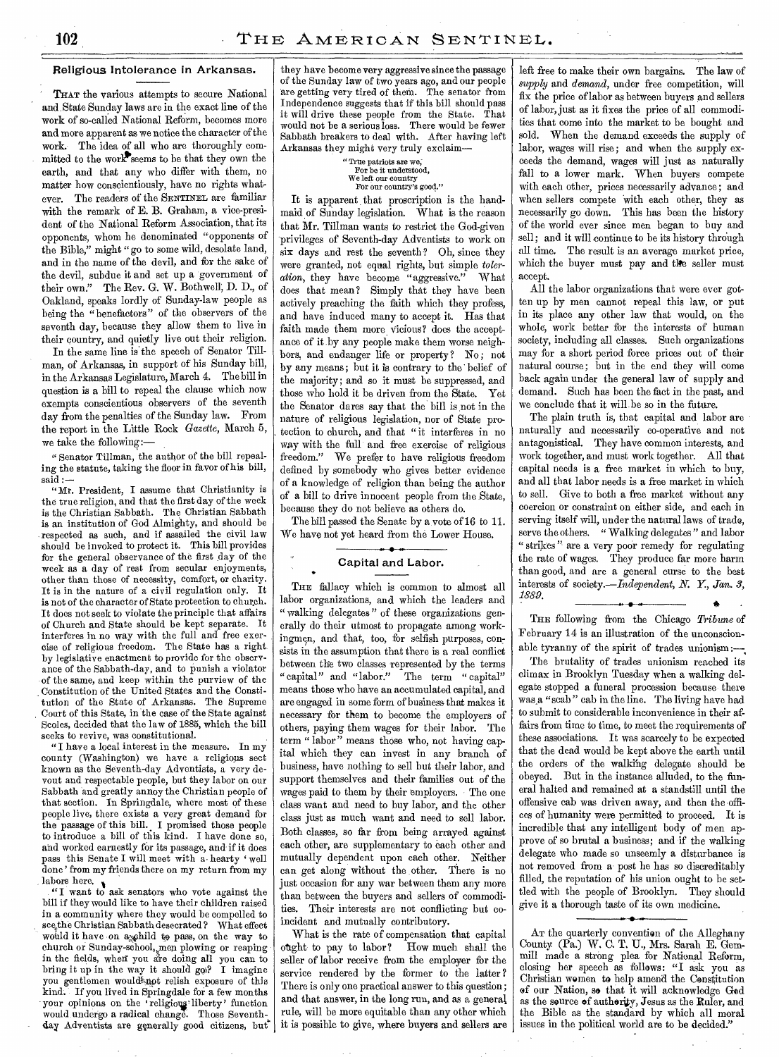## Religious Intolerance in Arkansas.

THAT the various attempts to secure National and State Sunday laws are in the exact line of the work of so-called National Reform, becomes more and more apparent as we notice the character of the work. The idea of all who are thoroughly committed to the work seems to be that they own the earth, and that any who differ with them, no matter how conscientiously, have no rights whatever. The readers of the SENTINEL are familiar with the remark of E. B. Graham, a vice-president of the National Reform Association, that its opponents, whom he denominated "opponents of the Bible," might "go to some wild, desolate land, and in the name of the devil, and for the sake of the devil, subdue it and set up a government of their own." The Rev. G. W. Bothwell, D. D., of Oakland, speaks lordly of Sunday-law people as being the "benefactors" of the observers of the seventh day, because they allow them to live in their country, and quietly live out their religion.

In the same line is the speech of Senator Tillman, of Arkansas, in support of his Sunday bill, in the Arkansas Legislature, March 4. The bill in question is a bill to repeal the clause which now exempts conscientious observers of the seventh day from the penalties of the Sunday law. From the report in the Little Rock *Gazette*, March 5, we take the following:—

"Senator Tillman, the author of the bill repealing the statute, taking the floor in favor of his bill, said:—

"Mr. President, I assume that Christianity is the true religion, and that the first day of the week is the Christian Sabbath. The Christian Sabbath is an institution of God Almighty, and should be respected as such, and if assailed the civil law should be invoked to protect it. This bill provides for the general observance of the first day of the week as a day of rest from secular enjoyments, other than those of necessity, comfort, or charity. It is in the nature of a civil regulation only. It is not of the character of State protection to church. It does not seek to violate the principle that affairs of Church and State should be kept separate. It interferes in no way with the full and free exercise of religious freedom. The State has a right by legislative enactment to provide for the observance of the Sabbath-day, and to punish a violator of the same, and keep within the purview of the Constitution of the United States and the Constitution of the State of Arkansas. The Supreme Court of this State, in the case of the State against Scoles, decided that the law of 1885, which the bill seeks to revive, was constitutional.

"I have a local interest in the measure. In my county (Washington) we have a religious sect known as the Seventh-day Adventists, a very devout and respectable people, but they labor on our Sabbath and greatly annoy the Christian people of that section. In Springdale, where most of these people live, there exists a very great demand for the passage of this bill. I promised those people to introduce a bill of this kind. I have done so, and worked earnestly for its passage, and if it does pass this Senate I will meet with a hearty 'well done' from my friends there on my return from my labors here.

"I want to ask senators who vote against the bill if they would like to have their children raised in a community where they would be compelled to see the Christian Sabbath desecrated? What effect would it have on a child to pass, on the way to church or Sunday-school, men plowing or reaping in the fields, when you are doing all you can to bring it up in the way it should go? I imagine you gentlemen would not relish exposure of this kind. If you lived in Springdale for a few months your opinions on the 'religious liberty' function would undergo a radical change. Those Seventh-day Adventists are generally good citizens, but they have become very aggressive since the passage of the Sunday law of two years ago, and our people are getting very tired of them. The senator from Independence suggests that if this bill should pass it will drive these people from the State. That would not be a serious loss. There would be fewer Sabbath breakers to deal with. After having left Arkansas they might very truly exclaim—

> "True patriots are we,
> For be it understood,
> We left our country
> For our country's good."

It is apparent that proscription is the handmaid of Sunday legislation. What is the reason that Mr. Tillman wants to restrict the God-given privileges of Seventh-day Adventists to work on six days and rest the seventh? Oh, since they were granted, not equal rights, but simple *toleration*, they have become "aggressive." What does that mean? Simply that they have been actively preaching the faith which they profess, and have induced many to accept it. Has that faith made them more vicious? does the acceptance of it by any people make them worse neighbors, and endanger life or property? No; not by any means; but it is contrary to the belief of the majority; and so it must be suppressed, and those who hold it be driven from the State. Yet the Senator dares say that the bill is not in the nature of religious legislation, nor of State protection to church, and that "it interferes in no way with the full and free exercise of religious freedom." We prefer to have religious freedom defined by somebody who gives better evidence of a knowledge of religion than being the author of a bill to drive innocent people from the State, because they do not believe as others do.

The bill passed the Senate by a vote of 16 to 11. We have not yet heard from the Lower House.

## Capital and Labor.

THE fallacy which is common to almost all labor organizations, and which the leaders and "walking delegates" of these organizations generally do their utmost to propagate among workingmen, and that, too, for selfish purposes, consists in the assumption that there is a real conflict between the two classes represented by the terms "capital" and "labor." The term "capital" means those who have an accumulated capital, and are engaged in some form of business that makes it necessary for them to become the employers of others, paying them wages for their labor. The term "labor" means those who, not having capital which they can invest in any branch of business, have nothing to sell but their labor, and support themselves and their families out of the wages paid to them by their employers. The one class want and need to buy labor, and the other class just as much want and need to sell labor. Both classes, so far from being arrayed against each other, are supplementary to each other and mutually dependent upon each other. Neither can get along without the other. There is no just occasion for any war between them any more than between the buyers and sellers of commodities. Their interests are not conflicting but coincident and mutually contributory.

What is the rate of compensation that capital ought to pay to labor? How much shall the seller of labor receive from the employer for the service rendered by the former to the latter? There is only one practical answer to this question; and that answer, in the long run, and as a general rule, will be more equitable than any other which it is possible to give, where buyers and sellers are left free to make their own bargains. The law of *supply* and *demand*, under free competition, will fix the price of labor as between buyers and sellers of labor, just as it fixes the price of all commodities that come into the market to be bought and sold. When the demand exceeds the supply of labor, wages will rise; and when the supply exceeds the demand, wages will just as naturally fall to a lower mark. When buyers compete with each other, prices necessarily advance; and when sellers compete with each other, they as necessarily go down. This has been the history of the world ever since men began to buy and sell; and it will continue to be its history through all time. The result is an average market price, which the buyer must pay and the seller must accept.

All the labor organizations that were ever gotten up by men cannot repeal this law, or put in its place any other law that would, on the whole, work better for the interests of human society, including all classes. Such organizations may for a short period force prices out of their natural course; but in the end they will come back again under the general law of supply and demand. Such has been the fact in the past, and we conclude that it will be so in the future.

The plain truth is, that capital and labor are naturally and necessarily co-operative and not antagonistical. They have common interests, and work together, and must work together. All that capital needs is a free market in which to buy, and all that labor needs is a free market in which to sell. Give to both a free market without any coercion or constraint on either side, and each in serving itself will, under the natural laws of trade, serve the others. "Walking delegates" and labor "strikes" are a very poor remedy for regulating the rate of wages. They produce far more harm than good, and are a general curse to the best interests of society.—*Independent, N. Y., Jan. 3, 1889.*

THE following from the Chicago *Tribune* of February 14 is an illustration of the unconscionable tyranny of the spirit of trades unionism:—

The brutality of trades unionism reached its climax in Brooklyn Tuesday when a walking delegate stopped a funeral procession because there was a "scab" cab in the line. The living have had to submit to considerable inconvenience in their affairs from time to time, to meet the requirements of these associations. It was scarcely to be expected that the dead would be kept above the earth until the orders of the walking delegate should be obeyed. But in the instance alluded, to the funeral halted and remained at a standstill until the offensive cab was driven away, and then the offices of humanity were permitted to proceed. It is incredible that any intelligent body of men approve of so brutal a business; and if the walking delegate who made so unseemly a disturbance is not removed from a post he has so discreditably filled, the reputation of his union ought to be settled with the people of Brooklyn. They should give it a thorough taste of its own medicine.

AT the quarterly convention of the Alleghany County (Pa.) W. C. T. U., Mrs. Sarah E. Gemmill made a strong plea for National Reform, closing her speech as follows: "I ask you as Christian women to help amend the Constitution of our Nation, so that it will acknowledge God as the source of authority, Jesus as the Ruler, and the Bible as the standard by which all moral issues in the political world are to be decided."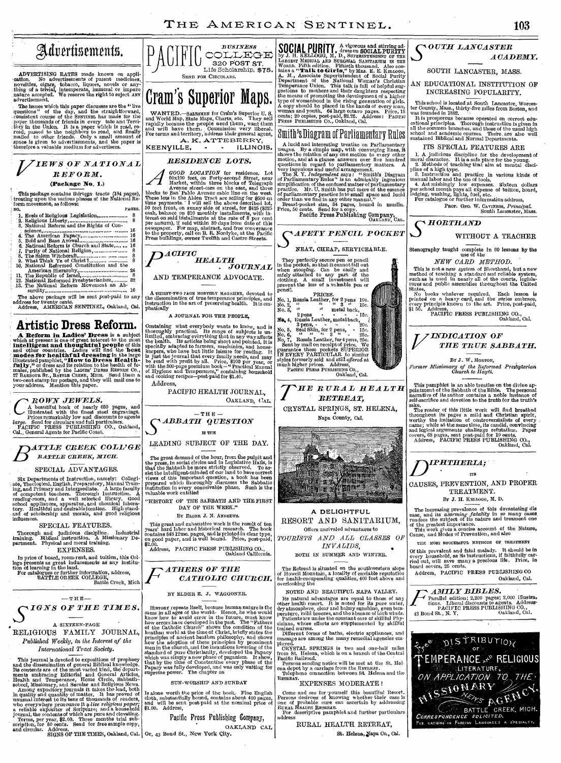# Advertisements.

ADVERTISING RATES made known on application. No advertisements of patent medicines, novelties, cigars, tobacco, liquors, novels or anything of a trivial, intemperate, immoral or impure nature accepted. We reserve the right to reject ANY advertisement.

The issues which this paper discusses are the "live questions" of the day, and the straightforward, consistent course of the SENTINEL has made for the paper thousands of friends in every State and Territory in the Union. It is a paper which is read, re-read, passed to the neighbors to read, and finally mailed to other friends. Only a small amount of space is given to advertisements, and the paper is therefore a valuable medium for advertisers.

## VIEWS OF NATIONAL REFORM.

**(Package No. 1.)**

This package contains thirteen tracts (184 pages), treating upon the various phases of the National Reform movement, as follows:

| NO. | | PAGES. |
|---|---|---|
| 1. | Evils of Religious Legislation | 8 |
| 2. | Religious Liberty | 8 |
| 3. | National Reform and the Rights of Conscience | 16 |
| 4. | The American Papacy | 16 |
| 5. | Bold and Base Avowal | 16 |
| 6. | National Reform is Church and State | 16 |
| 7. | Purity of National Religion | 8 |
| 8. | The Salem Witchcraft | 8 |
| 9. | What Think Ye of Christ? | 8 |
| 10. | National Reformed Constitution and the American Hierarchy | 24 |
| 11. | The Republic of Israel | 8 |
| 12. | National Reformed Presbyterianism | 32 |
| 13. | The National Reform Movement an Absurdity | 16 |

The above package will be sent post-paid to any address for twenty cents.

Address, AMERICAN SENTINEL, Oakland, Cal.

## Artistic Dress Reform.

**A Reform in Ladies' Dress** is a subject which at present is one of great interest to the most **intelligent and thoughtful people** of this and other countries. Ladies will find the **best modes for healthful dressing** in the large illustrated pamphlet, **"How to Dress Healthfully,"** or dress and its relation to the health of females, published by the LADIES' DRESS REFORM CO., 27 BARBOUR ST., BATTLE CREEK, MICH. Send them a two-cent stamp for postage, and they will mail one to your address. Mention this paper.

## CROWN JEWELS.

A beautiful book of nearly 650 pages, and illustrated with the finest steel engravings. Prices remarkably low and discounts to agents *large*. Send for circulars and full particulars. PACIFIC PRESS PUBLISHING CO., Oakland, Cal., General Agents for Pacific Coast.

## BATTLE CREEK COLL'GE

*BATTLE CREEK, MICH.*

### SPECIAL ADVANTAGES.

Six Departments of Instruction, namely: Collegiate, Theological, English, Preparatory, Manual Training, and Primary and Intermediate. A large faculty of competent teachers. Thorough Instruction. A reading-room, and a well selected library. Good school appliances, apparatus, and chemical laboratory. Healthful and desirable location. High standard of scholarship and morals, and good religious influences.

### SPECIAL FEATURES.

Thorough and judicious discipline. Industrial training. Biblical instruction. A Missionary Department. Physical and moral training.

### EXPENSES.

In price of board, room-rent, and tuition, this College presents as great inducements as any institution of learning in the land.

For catalogues or further information, address,
BATTLE CREEK COLLEGE,
Battle Creek, Mich

—THE—

## SIGNS OF THE TIMES.

A SIXTEEN-PAGE
RELIGIOUS FAMILY JOURNAL,
*Published Weekly, in the Interest of the International Tract Society.*

This journal is devoted to expositions of prophecy and the dissemination of general Biblical knowledge. Its contents are of the most varied kind, the departments embracing Editorial and General Articles, Health and Temperance, Home Circle, Sabbath-school, Missionary, and Secular and Religious News. Among expository journals it takes the lead, both in quality and quantity of matter. It has proved of unusual interest to its tens of thousands of readers, who everywhere pronounce it a *live religious paper*; a reliable expositor of Scripture; and a household journal, the contents of which are pure and elevating. Terms, per year, $2.00. Three months trial subscription, for 50 cents. Send for free sample copy, and circular. Address,

SIGNS OF THE TIMES, Oakland, Cal.

## PACIFIC BUSINESS COLLEGE

320 POST ST.
Life Scholarship, $75.
SEND FOR CIRCULARS.

## Cram's Superior Maps.

WANTED.—SALESMEN for Cram's Superior U. S. and World Map, State Maps, Charts, etc. They sell rapidly because the people need them, want them and will have them. Commission very liberal. For terms and territory, address their general agent,

A. K. ATTEBERRY,
KEENVILLE, ILLINOIS.

## RESIDENCE LOTS.

A GOOD LOCATION for residence. Lot 50x100 feet, on Forty-second Street, near Market, within three blocks of Telegraph Avenue street-cars on the east, and three blocks to San Pablo Avenue cable line on the west. These lots in the Alden Tract are selling for $500 on time payments. I will sell the above described lot, 50 feet front, on sunny side of street, for $425 ($225 cash, balance on $10 monthly installments, with interest on said installments at the rate of 8 per cent per annum), if sold within 30 days from date of this newspaper. For map, abstract, and free conveyance to the property, call on B. R. Nordyke, at the Pacific Press buildings, corner Twelfth and Castro Streets.

## PACIFIC HEALTH JOURNAL AND TEMPERANCE ADVOCATE.

A THIRTY-TWO PAGE MONTHLY MAGAZINE, devoted to the dissemination of true temperance principles, and instruction in the art of preserving health. It is emphatically

A JOURNAL FOR THE PEOPLE,

Containing what everybody wants to know, and is thoroughly practical. Its range of subjects is unlimited, embracing everything that in any way affects the health. Its articles being short and pointed, it is specially adapted to farmers, mechanics, and housekeepers, who have but little leisure for reading. It is just the journal that every family needs, and may be read with profit by all. Price, $100 per year, or with the 300-page premium book—"Practical Manual of Hygiene and Temperance," containing household and cooking recipes—post-paid for $1.40.

Address,
PACIFIC HEALTH JOURNAL,
OAKLAND, CAL.

—THE—

## SABBATH QUESTION

IS THE

LEADING SUBJECT OF THE DAY.

The great demand of the hour, from the pulpit and the press, in social circles and in Legislative Halls, is that the Sabbath be more strictly observed. To assist the intelligent-minded of our land to have correct views of this important question, a book has been prepared which thoroughly discusses the Sabbatic institution in every conceivable phase. Such is the valuable work entitled

"HISTORY OF THE SABBATH AND THE FIRST DAY OF THE WEEK."

BY ELDER J. N. ANDREWS.

This great and exhaustive work is the result of ten years' hard labor and historical research. The book contains 548 12mo. pages, and is printed in clear type, on good paper, and is well bound. Price, post-paid, $2.00.

Address, PACIFIC PRESS PUBLISHING CO.,
Oakland California.

## FATHERS OF THE CATHOLIC CHURCH.

BY ELDER E. J. WAGGONER.

HISTORY repeats itself, because human nature is the same in all ages of the world. Hence, he who would know how to avoid error in the future, must know how errors have developed in the past. The "Fathers of the Catholic Church" shows the condition of the heathen world at the time of Christ, briefly states the principles of ancient heathen philosophy, and shows how the adoption of these principles by prominent men in the church, and the incautious lowering of the standard of pure Christianity, developed the Papacy which was simply a new phase of paganism. It show, that by the time of Constantine every phase of the Papacy was fully developed, and was only waiting for supreme power. The chapter on

SUN-WORSHIP AND SUNDAY

Is alone worth the price of the book. Fine English cloth, substantially bound, contains about 400 pages, and will be sent post-paid at the nominal price of $1.00. Address,

**Pacific Press Publishing Company,**
OAKLAND CAL,
Or, 43 Bond St., New York City.

## SOCIAL PURITY.

A vigorous and stirring address on SOCIAL PURITY by J. H. KELLOGG, M. D., SUPERINTENDENT OF THE LARGEST MEDICAL AND SURGICAL SANITARIUM IN THE WORLD. Fifth edition. Fiftieth thousand. Also contains a **"Talk to Girls,"** by MRS. E. E. KELLOGG, A. M., Associate Superintendent of Social Purity Department of the National Woman's Christian Temperance Union. This talk is full of helpful suggestions to mothers and their daughters respecting the means of promoting the development of a higher type of womanhood in the rising generation of girls. A copy should be placed in the hands of every man, woman and youth. 64 large octavo pages. Price, 15 cents; 20 copies, post-paid, $2.25. Address: PACIFIC PRESS PUBLISHING CO., Oakland, Cal.

## Smith's Diagram of Parliamentary Rules

A lucid and interesting treatise on Parliamentary usages. By a simple map, with converging lines, it shows the relation of any one motion to every other motion, and at a glance answers over five hundred questions in regard to parliamentary matters. A very ingenious and useful arrangement.

The N. Y. *Independent* says: "Smith's Diagram of Parliamentary Rules" is an admirably ingenious simplification of the confused matter of parliamentary practice. Mr. U. Smith has put more of the essence of parliamentary practice into small space and lucid order than we find in any other manual."

Breast-pocket size, 34 pages, bound in muslin. Price, 50 cents. Send for a copy.

Pacific Press Publishing Company,
OAKLAND, CAL.

## SAFETY PENCIL POCKET

NEAT, CHEAP, SERVICEABLE.

They perfectly secure pen or pencil in the pocket, so that it cannot fall out when stooping. Can be easily and safely attached to any part of the clothing. A small investment will prevent the loss of a valuable pen or pencil.

PRICES.

- No. 1, Russia Leather, for 2 pens 10c.
- No. 2, " " " 3 " 15c.
- No. 3, " metal back, 2 pens - 15c.
- No. 4, Russia Leather, metal back, 3 pens, - 20c.
- No. 5, Seal Skin, for 2 pens, - 15c.
- No. 6, " " " 3 " - 25c.
- No. 7, Russia Leather, for 4 pens, 25c.

Sent by mail on receipt of price. We guarantee these pockets SUPERIOR IN EVERY PARTICULAR to similar styles formerly sold and still *offered* at much higher prices. Address,

PACIFIC PRESS PUBLISHING CO.,
Oakland, Cal.

## THE RURAL HEALTH RETREAT,

CRYSTAL SPRINGS, ST. HELENA,
Napa County, Cal.

A DELIGHTFUL
RESORT AND SANITARIUM,
Offers unrivaled advantages to
*TOURISTS AND ALL CLASSES OF INVALIDS,*
BOTH IN SUMMER AND WINTER.

The Retreat is situated on the southwestern slope of Howell Mountain, a locality of enviable reputation for health-recuperating qualities, 400 feet above and overlooking the

NOTED AND BEAUTIFUL NAPA VALLEY.

Its natural advantages are equal to those of any other health resort. It is noted for its pure water, dry atmosphere, clear and balmy sunshine, even temperature, mild breezes, and the absence of high winds.

Patients are under the constant care of skillful Physicians, whose efforts are supplemented by skillful trained nurses.

Different forms of baths, electric appliances, and massage are among the many remedial agencies employed.

CRYSTAL SPRINGS is two and one-half miles from St. Helena, which is on a branch of the Central Pacific Railroad.

Persons sending notice will be met at the St. Helena depot by a carriage from the RETREAT.

Telephone connection between St. Helena and the RETREAT.

EXPENSES MODERATE!

Come and see for yourself this beautiful Resort. Persons desirous of knowing whether their case is one of probable cure can ascertain by addressing RURAL HEALTH RETREAT.

For descriptive pamphlet and further particulars address

RURAL HEALTH RETREAT,
St. Helena, Napa Co., Cal.

## SOUTH LANCASTER ACADEMY.

SOUTH LANCASTER, MASS.

AN EDUCATIONAL INSTITUTION OF INCREASING POPULARITY.

This school is located at South Lancaster, Worcester County, Mass., thirty-five miles from Boston, and was founded in 1882.

It is prosperous because operated on correct educational principles. Thorough instruction is given in all the common branches, and those of the usual high school and academic courses. There are also well sustained Biblical and Normal Departments.

### ITS SPECIAL FEATURES ARE

1. A judicious discipline for the development of moral character. It is a safe place for the young.
2. Methods of teaching that aim at mental discipline of a high type.
3. Instruction and practice in various kinds of manual labor and the use of tools.
4. Astonishingly low expenses. Sixteen dollars per school month pays all expense of tuition, board, lodging, washing, lights, fuel, etc.

For catalogue or further information address,

PROF. GEO. W. CAVINESS, *Principal*,
South Lancaster, Mass.

## SHORTHAND WITHOUT A TEACHER

Stenography taught complete in 60 lessons by the use of the

*NEW CARD METHOD.*

This is not a *new system* of Shorthand, but a new method of teaching a standard and reliable system, such as is used in nearly all of the courts, legislatures and public assemblies throughout the United States.

No books whatever required. Each lesson is printed on a heavy card, and the series embrace, every principle known to the art. Price, post-paid, $1 50. Address,

PACIFIC PRESS PUBLISHING CO.,
Oakland, Cal.

## VINDICATION OF THE TRUE SABBATH.

BY J. W. MORTON,
*Former Missionary of the Reformed Presbyterian Church to Hayti.*

This pamphlet is an able treatise on the divine appointment of the Sabbath of the Bible. The personal narrative of its author contains a noble instance of self-sacrifice and devotion to the truth for the truth's sake.

The reader of this little work will find breathed throughout its pages a mild and Christian spirit, worthy the imitation of controversialists of every name; while at the same time, its candid, convincing and logical arguments challenge refutation. Paper covers, 68 pages, sent post-paid for 10 cents.

Address, PACIFIC PRESS PUBLISHING CO.,
Oakland, Cal.

## DIPHTHERIA; ITS CAUSES, PREVENTION, AND PROPER TREATMENT.

BY J. H. KELLOGG, M. D.

The increasing prevalence of this devastating disease, and its *alarming fatality* in so many cases renders the subject of its nature and treatment one of the greatest importance.

This work gives a concise account of the Nature, Cause, and Modes of Prevention, and also

THE MOST SUCCESSFUL METHODS OF TREATMENT

Of this prevalent and fatal malady. It should be in every household, as its instructions, if faithfully carried out, will save many a precious life. Price, in board covers, 25 cents.

Address, PACIFIC PRESS PUBLISHING CO
Oakland, Cal.

## FAMILY BIBLES.

Parallel edition; 2,200 pages; 2,000 illustrations. Liberal discounts to agents. Address PACIFIC PRESS PUBLISHING CO.,
43 Bond St., N. Y. Oakland, Cal.

## FREE DISTRIBUTION OF TEMPERANCE AND RELIGIOUS LITERATURE, ON APPLICATION TO THE MISSIONARY NEWS AGENCY,

BATTLE CREEK, MICH.

CORRESPONDENCE SOLICITED.

PUBLICATIONS IN FOREIGN LANGUAGES A SPECIALTY.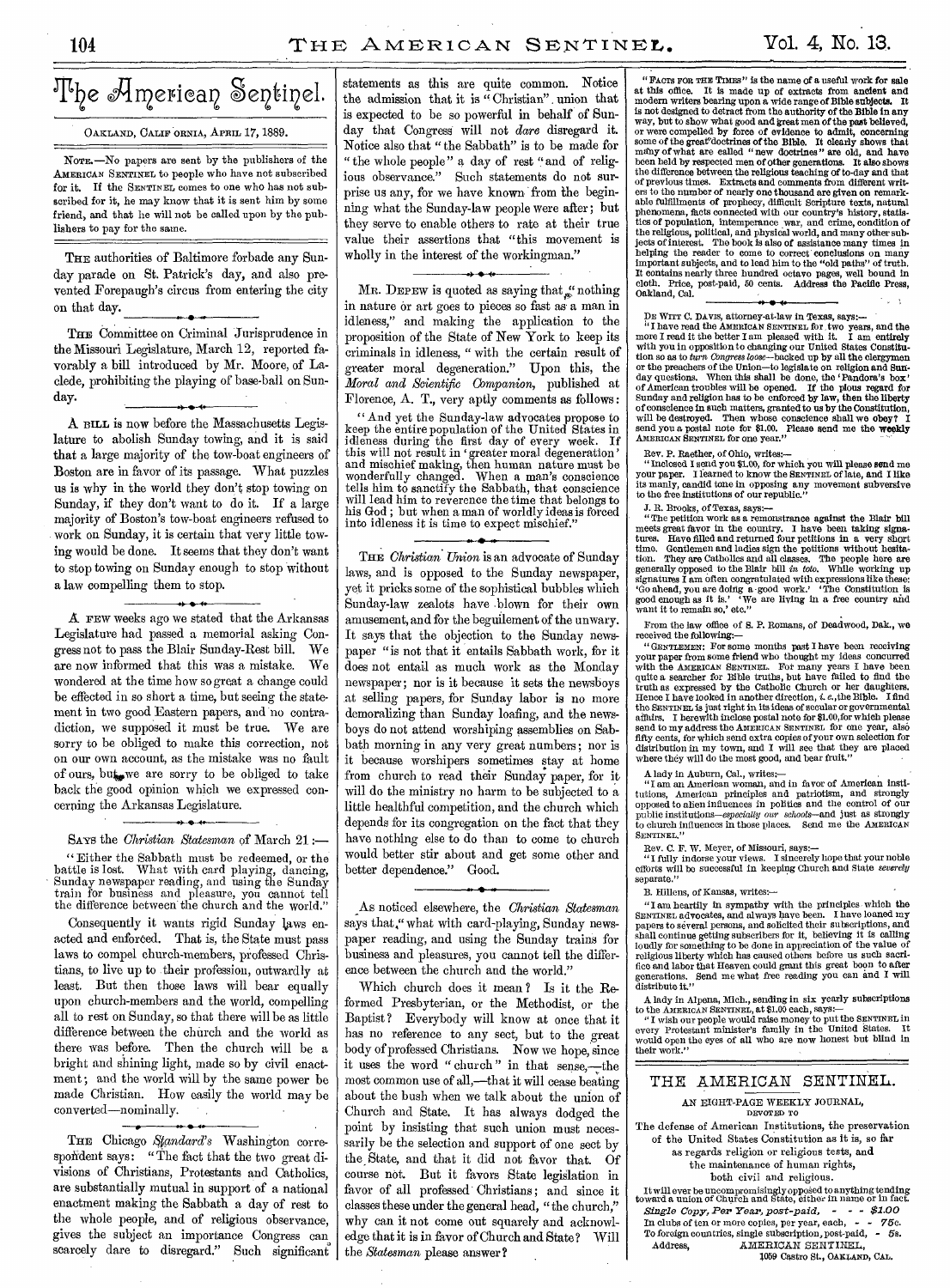# The American Sentinel.

OAKLAND, CALIFORNIA, APRIL 17, 1889.

NOTE.—No papers are sent by the publishers of the AMERICAN SENTINEL to people who have not subscribed for it. If the SENTINEL comes to one who has not subscribed for it, he may know that it is sent him by some friend, and that he will not be called upon by the publishers to pay for the same.

THE authorities of Baltimore forbade any Sunday parade on St. Patrick's day, and also prevented Forepaugh's circus from entering the city on that day.

THE Committee on Criminal Jurisprudence in the Missouri Legislature, March 12, reported favorably a bill introduced by Mr. Moore, of Laclede, prohibiting the playing of base-ball on Sunday.

A BILL is now before the Massachusetts Legislature to abolish Sunday towing, and it is said that a large majority of the tow-boat engineers of Boston are in favor of its passage. What puzzles us is why in the world they don't stop towing on Sunday, if they don't want to do it. If a large majority of Boston's tow-boat engineers refused to work on Sunday, it is certain that very little towing would be done. It seems that they don't want to stop towing on Sunday enough to stop without a law compelling them to stop.

A FEW weeks ago we stated that the Arkansas Legislature had passed a memorial asking Congress not to pass the Blair Sunday-Rest bill. We are now informed that this was a mistake. We wondered at the time how so great a change could be effected in so short a time, but seeing the statement in two good Eastern papers, and no contradiction, we supposed it must be true. We are sorry to be obliged to make this correction, not on our own account, as the mistake was no fault of ours, but we are sorry to be obliged to take back the good opinion which we expressed concerning the Arkansas Legislature.

SAYS the *Christian Statesman* of March 21:—

"Either the Sabbath must be redeemed, or the battle is lost. What with card playing, dancing, Sunday newspaper reading, and using the Sunday train for business and pleasure, you cannot tell the difference between the church and the world."

Consequently it wants rigid Sunday laws enacted and enforced. That is, the State must pass laws to compel church-members, professed Christians, to live up to their profession, outwardly at least. But then those laws will bear equally upon church-members and the world, compelling all to rest on Sunday, so that there will be as little difference between the church and the world as there was before. Then the church will be a bright and shining light, made so by civil enactment; and the world will by the same power be made Christian. How easily the world may be converted—nominally.

THE Chicago *Standard's* Washington correspondent says: "The fact that the two great divisions of Christians, Protestants and Catholics, are substantially mutual in support of a national enactment making the Sabbath a day of rest to the whole people, and of religious observance, gives the subject an importance Congress can scarcely dare to disregard." Such significant statements as this are quite common. Notice the admission that it is "Christian" union that is expected to be so powerful in behalf of Sunday that Congress will not *dare* disregard it. Notice also that "the Sabbath" is to be made for "the whole people" a day of rest "and of religious observance." Such statements do not surprise us any, for we have known from the beginning what the Sunday-law people were after; but they serve to enable others to rate at their true value their assertions that "this movement is wholly in the interest of the workingman."

MR. DEPEW is quoted as saying that "nothing in nature or art goes to pieces so fast as a man in idleness," and making the application to the proposition of the State of New York to keep its criminals in idleness, "with the certain result of greater moral degeneration." Upon this, the *Moral and Scientific Companion*, published at Florence, A. T., very aptly comments as follows:

"And yet the Sunday-law advocates propose to keep the entire population of the United States in idleness during the first day of every week. If this will not result in 'greater moral degeneration' and mischief making, then human nature must be wonderfully changed. When a man's conscience tells him to sanctify the Sabbath, that conscience will lead him to reverence the time that belongs to his God; but when a man of worldly ideas is forced into idleness it is time to expect mischief."

THE *Christian Union* is an advocate of Sunday laws, and is opposed to the Sunday newspaper, yet it pricks some of the sophistical bubbles which Sunday-law zealots have blown for their own amusement, and for the beguilement of the unwary. It says that the objection to the Sunday newspaper "is not that it entails Sabbath work, for it does not entail as much work as the Monday newspaper; nor is it because it sets the newsboys at selling papers, for Sunday labor is no more demoralizing than Sunday loafing, and the newsboys do not attend worshiping assemblies on Sabbath morning in any very great numbers; nor is it because worshipers sometimes stay at home from church to read their Sunday paper, for it will do the ministry no harm to be subjected to a little healthful competition, and the church which depends for its congregation on the fact that they have nothing else to do than to come to church would better stir about and get some other and better dependence." Good.

As noticed elsewhere, the *Christian Statesman* says that "what with card-playing, Sunday newspaper reading, and using the Sunday trains for business and pleasures, you cannot tell the difference between the church and the world."

Which church does it mean? Is it the Reformed Presbyterian, or the Methodist, or the Baptist? Everybody will know at once that it has no reference to any sect, but to the great body of professed Christians. Now we hope, since it uses the word "church" in that sense,—the most common use of all,—that it will cease beating about the bush when we talk about the union of Church and State. It has always dodged the point by insisting that such union must necessarily be the selection and support of one sect by the State, and that it did not favor that. Of course not. But it favors State legislation in favor of all professed Christians; and since it classes these under the general head, "the church," why can it not come out squarely and acknowledge that it is in favor of Church and State? Will the *Statesman* please answer?

"FACTS FOR THE TIMES" is the name of a useful work for sale at this office. It is made up of extracts from ancient and modern writers bearing upon a wide range of Bible subjects. It is not designed to detract from the authority of the Bible in any way, but to show what good and great men of the past believed, or were compelled by force of evidence to admit, concerning some of the great doctrines of the Bible. It clearly shows that many of what are called "new doctrines" are old, and have been held by respected men of other generations. It also shows the difference between the religious teaching of to-day and that of previous times. Extracts and comments from different writers to the number of nearly one thousand are given on remarkable fulfillments of prophecy, difficult Scripture texts, natural phenomena, facts connected with our country's history, statistics of population, intemperance war, and crime, condition of the religious, political, and physical world, and many other subjects of interest. The book is also of assistance many times in helping the reader to come to correct conclusions on many important subjects, and to lead him to the "old paths" of truth. It contains nearly three hundred octavo pages, well bound in cloth. Price, post-paid, 50 cents. Address the Pacific Press, Oakland, Cal.

DE WITT C. DAVIS, attorney-at-law in Texas, says:—

"I have read the AMERICAN SENTINEL for two years, and the more I read it the better I am pleased with it. I am entirely with you in opposition to changing our United States Constitution so as to *turn Congress loose*—backed up by all the clergymen or the preachers of the Union—to legislate on religion and Sunday questions. When this shall be done, the 'Pandora's box' of American troubles will be opened. If the pious regard for Sunday and religion has to be enforced by law, then the liberty of conscience in such matters, granted to us by the Constitution, will be destroyed. Then whose conscience shall we obey? I send you a postal note for $1.00. Please send me the weekly AMERICAN SENTINEL for one year."

Rev. P. Raether, of Ohio, writes:—

"Inclosed I send you $1.00, for which you will please send me your paper. I learned to know the SENTINEL of late, and I like its manly, candid tone in opposing any movement subversive to the free institutions of our republic."

J. R. Brooks, of Texas, says:—

"The petition work as a remonstrance against the Blair bill meets great favor in the country. I have been taking signatures. Have filled and returned four petitions in a very short time. Gentlemen and ladies sign the petitions without hesitation. They are Catholics and all classes. The people here are generally opposed to the Blair bill *in toto*. While working up signatures I am often congratulated with expressions like these: 'Go ahead, you are doing a good work.' 'The Constitution is good enough as it is.' 'We are living in a free country and want it to remain so,' etc."

From the law office of S. P. Romans, of Deadwood, Dak., we received the following:—

"GENTLEMEN: For some months past I have been receiving your paper from some friend who thought my ideas concurred with the AMERICAN SENTINEL. For many years I have been quite a searcher for Bible truths, but have failed to find the truth as expressed by the Catholic Church or her daughters. Hence I have looked in another direction, *i. e.*, the Bible. I find the SENTINEL is just right in its ideas of secular or governmental affairs. I herewith inclose postal note for $1.00, for which please send to my address the AMERICAN SENTINEL for one year, also fifty cents, for which send extra copies of your own selection for distribution in my town, and I will see that they are placed where they will do the most good, and bear fruit."

A lady in Auburn, Cal., writes:—

"I am an American woman, and in favor of American institutions, American principles and patriotism, and strongly opposed to alien influences in politics and the control of our public institutions—*especially our schools*—and just as strongly to church influences in those places. Send me the AMERICAN SENTINEL."

Rev. C. F. W. Meyer, of Missouri, says:—

"I fully indorse your views. I sincerely hope that your noble efforts will be successful in keeping Church and State *severely* separate."

B. Hillens, of Kansas, writes:—

"I am heartily in sympathy with the principles which the SENTINEL advocates, and always have been. I have loaned my papers to several persons, and solicited their subscriptions, and shall continue getting subscribers for it, believing it is calling loudly for something to be done in appreciation of the value of religious liberty which has caused others before us such sacrifice and labor that Heaven could grant this great boon to after generations. Send me what free reading you can and I will distribute it."

A lady in Alpena, Mich., sending in six yearly subscriptions to the AMERICAN SENTINEL, at $1.00 each, says:—

"I wish our people would raise money to put the SENTINEL in every Protestant minister's family in the United States. It would open the eyes of all who are now honest but blind in their work."

## THE AMERICAN SENTINEL.

AN EIGHT-PAGE WEEKLY JOURNAL,
DEVOTED TO

The defense of American Institutions, the preservation of the United States Constitution as it is, so far as regards religion or religious tests, and the maintenance of human rights, both civil and religious.

It will ever be uncompromisingly opposed to anything tending toward a union of Church and State, either in name or in fact.

*Single Copy, Per Year, post-paid,* - - - **$1.00**

In clubs of ten or more copies, per year, each, - - 75c.

To foreign countries, single subscription, post-paid, - 5s.

Address, AMERICAN SENTINEL,
1059 Castro St., OAKLAND, CAL.